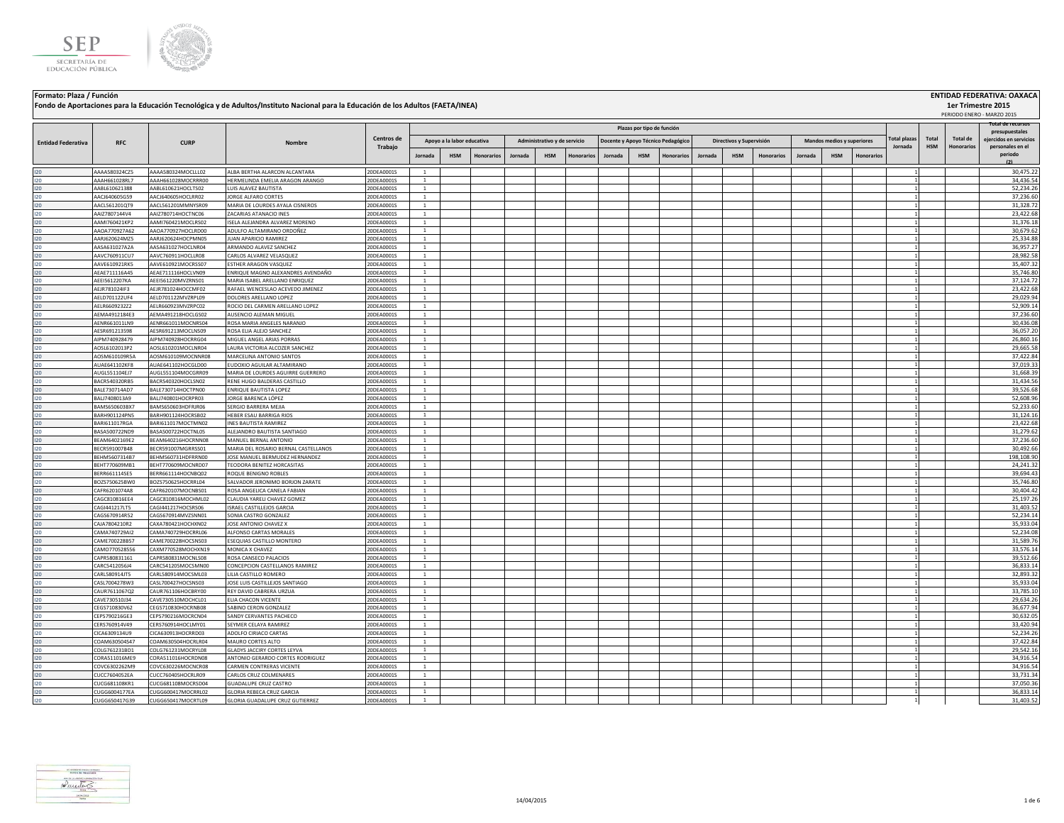**Formato: Plaza / Función**

**Fondo de Aportaciones para la Educación Tecnológica y de Adultos/Instituto Nacional para la Educación de los Adultos (FAETA/INEA)**

**ENTIDAD FEDERATIVA: OAXACA**

**1er Trimestre 2015**

PERIODO ENERO - MARZO 2015

| Entidad Federativa | RFC | CURP | Nombre | Centros de Trabajo | Plazas por tipo de función | | | | | | | | | | | | | | | Total plazas Jornada | Total HSM | Total de Honorarios | Total de recursos presupuestales ejercidos en servicios personales en el periodo (2) |
|---|---|---|---|---|---|---|---|---|---|---|---|---|---|---|---|---|---|---|---|---|---|---|---|
| | | | | | Apoyo a la labor educativa | | | Administrativo y de servicio | | | Docente y Apoyo Técnico Pedagógico | | | Directivos y Supervisión | | | Mandos medios y superiores | | | | | | |
| | | | | | Jornada | HSM | Honorarios | Jornada | HSM | Honorarios | Jornada | HSM | Honorarios | Jornada | HSM | Honorarios | Jornada | HSM | Honorarios | | | | |
| I20 | AAAA580324CZ5 | AAAA580324MOCLLL02 | ALBA BERTHA ALARCON ALCANTARA | 20DEA0001S | 1 | | | | | | | | | | | | | | | 1 | | | 30,475.22 |
| I20 | AAAH661028RL7 | AAAH661028MOCRRR00 | HERMELINDA EMELIA ARAGON ARANGO | 20DEA0001S | 1 | | | | | | | | | | | | | | | 1 | | | 34,436.54 |
| I20 | AABL610621388 | AABL610621HOCLTS02 | LUIS ALAVEZ BAUTISTA | 20DEA0001S | 1 | | | | | | | | | | | | | | | 1 | | | 52,234.26 |
| I20 | AACJ640605G59 | AACJ640605HOCLRR02 | JORGE ALFARO CORTES | 20DEA0001S | 1 | | | | | | | | | | | | | | | 1 | | | 37,236.60 |
| I20 | AACL561201QT9 | AACL561201MMNYSR09 | MARIA DE LOURDES AYALA CISNEROS | 20DEA0001S | 1 | | | | | | | | | | | | | | | 1 | | | 31,328.72 |
| I20 | AAIZ780714AV4 | AAIZ780714HOCTNC06 | ZACARIAS ATANACIO INES | 20DEA0001S | 1 | | | | | | | | | | | | | | | 1 | | | 23,422.68 |
| I20 | AAMI760421KP2 | AAMI760421MOCLRS02 | ISELA ALEJANDRA ALVAREZ MORENO | 20DEA0001S | 1 | | | | | | | | | | | | | | | 1 | | | 31,376.18 |
| I20 | AAOA770927A62 | AAOA770927HOCLRD00 | ADULFO ALTAMIRANO ORDOÑEZ | 20DEA0001S | 1 | | | | | | | | | | | | | | | 1 | | | 30,679.62 |
| I20 | AARJ620624MZ5 | AARJ620624HOCPMN05 | JUAN APARICIO RAMIREZ | 20DEA0001S | 1 | | | | | | | | | | | | | | | 1 | | | 25,334.88 |
| I20 | AASA631027A2A | AASA631027HOCLNR04 | ARMANDO ALAVEZ SANCHEZ | 20DEA0001S | 1 | | | | | | | | | | | | | | | 1 | | | 36,957.27 |
| I20 | AAVC760911CU7 | AAVC760911HOCLLR08 | CARLOS ALVAREZ VELASQUEZ | 20DEA0001S | 1 | | | | | | | | | | | | | | | 1 | | | 28,982.58 |
| I20 | AAVE610921RK5 | AAVE610921MOCRSS07 | ESTHER ARAGON VASQUEZ | 20DEA0001S | 1 | | | | | | | | | | | | | | | 1 | | | 35,407.32 |
| I20 | AEAE711116A45 | AEAE711116HOCLVN09 | ENRIQUE MAGNO ALEXANDRES AVENDAÑO | 20DEA0001S | 1 | | | | | | | | | | | | | | | 1 | | | 35,746.80 |
| I20 | AEEI5612207KA | AEEI561220MVZRNS01 | MARIA ISABEL ARELLANO ENRIQUEZ | 20DEA0001S | 1 | | | | | | | | | | | | | | | 1 | | | 37,124.72 |
| I20 | AEJR781024IF3 | AEJR781024HOCCMF02 | RAFAEL WENCESLAO ACEVEDO JIMENEZ | 20DEA0001S | 1 | | | | | | | | | | | | | | | 1 | | | 23,422.68 |
| I20 | AELD701122UF4 | AELD701122MVZRPL09 | DOLORES ARELLANO LOPEZ | 20DEA0001S | 1 | | | | | | | | | | | | | | | 1 | | | 29,029.94 |
| I20 | AELR6609232Z2 | AELR660923MVZRPC02 | ROCIO DEL CARMEN ARELLANO LOPEZ | 20DEA0001S | 1 | | | | | | | | | | | | | | | 1 | | | 52,909.14 |
| I20 | AEMA4912184E3 | AEMA491218HOCLGS02 | AUSENCIO ALEMAN MIGUEL | 20DEA0001S | 1 | | | | | | | | | | | | | | | 1 | | | 37,236.60 |
| I20 | AENR661011LN9 | AENR661011MOCNRS04 | ROSA MARIA ANGELES NARANJO | 20DEA0001S | 1 | | | | | | | | | | | | | | | 1 | | | 30,436.08 |
| I20 | AESR691213598 | AESR691213MOCLNS09 | ROSA ELIA ALEJO SANCHEZ | 20DEA0001S | 1 | | | | | | | | | | | | | | | 1 | | | 36,057.20 |
| I20 | AIPM740928479 | AIPM740928HOCRRG04 | MIGUEL ANGEL ARIAS PORRAS | 20DEA0001S | 1 | | | | | | | | | | | | | | | 1 | | | 26,860.16 |
| I20 | AOSL6102013P2 | AOSL610201MOCLNR04 | LAURA VICTORIA ALCOZER SANCHEZ | 20DEA0001S | 1 | | | | | | | | | | | | | | | 1 | | | 29,665.58 |
| I20 | AOSM610109R5A | AOSM610109MOCNNR08 | MARCELINA ANTONIO SANTOS | 20DEA0001S | 1 | | | | | | | | | | | | | | | 1 | | | 37,422.84 |
| I20 | AUAE641102KF8 | AUAE641102HOCGLD00 | EUDOXIO AGUILAR ALTAMIRANO | 20DEA0001S | 1 | | | | | | | | | | | | | | | 1 | | | 37,019.33 |
| I20 | AUGL551104EJ7 | AUGL551104MOCGRR09 | MARIA DE LOURDES AGUIRRE GUERRERO | 20DEA0001S | 1 | | | | | | | | | | | | | | | 1 | | | 31,668.39 |
| I20 | BACR540320RB5 | BACR540320HOCLSN02 | RENE HUGO BALDERAS CASTILLO | 20DEA0001S | 1 | | | | | | | | | | | | | | | 1 | | | 31,434.56 |
| I20 | BALE730714AD7 | BALE730714HOCTPN00 | ENRIQUE BAUTISTA LOPEZ | 20DEA0001S | 1 | | | | | | | | | | | | | | | 1 | | | 39,526.68 |
| I20 | BALJ7408013A9 | BALJ740801HOCRPR03 | JORGE BARENCA LÓPEZ | 20DEA0001S | 1 | | | | | | | | | | | | | | | 1 | | | 52,608.96 |
| I20 | BAMS6506038X7 | BAMS650603HDFRJR06 | SERGIO BARRERA MEJIA | 20DEA0001S | 1 | | | | | | | | | | | | | | | 1 | | | 52,233.60 |
| I20 | BARH901124PN5 | BARH901124HOCRSB02 | HEBER ESAU BARRIGA RIOS | 20DEA0001S | 1 | | | | | | | | | | | | | | | 1 | | | 31,124.16 |
| I20 | BARI611017RGA | BARI611017MOCTMN02 | INES BAUTISTA RAMIREZ | 20DEA0001S | 1 | | | | | | | | | | | | | | | 1 | | | 23,422.68 |
| I20 | BASA500722ND9 | BASA500722HOCTNL05 | ALEJANDRO BAUTISTA SANTIAGO | 20DEA0001S | 1 | | | | | | | | | | | | | | | 1 | | | 31,279.62 |
| I20 | BEAM6402169E2 | BEAM640216HOCRNN08 | MANUEL BERNAL ANTONIO | 20DEA0001S | 1 | | | | | | | | | | | | | | | 1 | | | 37,236.60 |
| I20 | BECR591007B48 | BECR591007MGRRSS01 | MARIA DEL ROSARIO BERNAL CASTELLANOS | 20DEA0001S | 1 | | | | | | | | | | | | | | | 1 | | | 30,492.66 |
| I20 | BEHM560731487 | BEHM560731HDFRRN00 | JOSE MANUEL BERMUDEZ HERNANDEZ | 20DEA0001S | 1 | | | | | | | | | | | | | | | 1 | | | 198,108.90 |
| I20 | BEHT770609MB1 | BEHT770609MOCNRD07 | TEODORA BENITEZ HORCASITAS | 20DEA0001S | 1 | | | | | | | | | | | | | | | 1 | | | 24,241.32 |
| I20 | BERR661114SE5 | BERR661114HOCNBQ02 | ROQUE BENIGNO ROBLES | 20DEA0001S | 1 | | | | | | | | | | | | | | | 1 | | | 39,694.43 |
| I20 | BOZS750625BW0 | BOZS750625HOCRRL04 | SALVADOR JERONIMO BORJON ZARATE | 20DEA0001S | 1 | | | | | | | | | | | | | | | 1 | | | 35,746.80 |
| I20 | CAFR6201074A8 | CAFR620107MOCNBS01 | ROSA ANGELICA CANELA FABIAN | 20DEA0001S | 1 | | | | | | | | | | | | | | | 1 | | | 30,404.42 |
| I20 | CAGC810816EE4 | CAGC810816MOCHML02 | CLAUDIA YARELI CHAVEZ GOMEZ | 20DEA0001S | 1 | | | | | | | | | | | | | | | 1 | | | 25,197.26 |
| I20 | CAGI441217LT5 | CAGI441217HOCSRS06 | ISRAEL CASTILLEJOS GARCIA | 20DEA0001S | 1 | | | | | | | | | | | | | | | 1 | | | 31,403.52 |
| I20 | CAGS670914RS2 | CAGS670914MVZSNN01 | SONIA CASTRO GONZALEZ | 20DEA0001S | 1 | | | | | | | | | | | | | | | 1 | | | 52,234.14 |
| I20 | CAJA7804210R2 | CAXA780421HOCHXN02 | JOSE ANTONIO CHAVEZ X | 20DEA0001S | 1 | | | | | | | | | | | | | | | 1 | | | 35,933.04 |
| I20 | CAMA740729AI2 | CAMA740729HOCRRL06 | ALFONSO CARTAS MORALES | 20DEA0001S | 1 | | | | | | | | | | | | | | | 1 | | | 52,234.08 |
| I20 | CAME700228B57 | CAME700228HOCSNS03 | ESEQUIAS CASTILLO MONTERO | 20DEA0001S | 1 | | | | | | | | | | | | | | | 1 | | | 31,589.76 |
| I20 | CAMO770528556 | CAXM770528MOCHXN19 | MONICA X CHAVEZ | 20DEA0001S | 1 | | | | | | | | | | | | | | | 1 | | | 33,576.14 |
| I20 | CAPR580831161 | CAPR580831MOCNLS08 | ROSA CANSECO PALACIOS | 20DEA0001S | 1 | | | | | | | | | | | | | | | 1 | | | 39,512.66 |
| I20 | CARC541205UJ4 | CARC541205MOCSMN00 | CONCEPCION CASTELLANOS RAMIREZ | 20DEA0001S | 1 | | | | | | | | | | | | | | | 1 | | | 36,833.14 |
| I20 | CARL580914JT5 | CARL580914MOCSML03 | LILIA CASTILLO ROMERO | 20DEA0001S | 1 | | | | | | | | | | | | | | | 1 | | | 32,893.32 |
| I20 | CASL7004278W3 | CASL700427HOCSNS03 | JOSE LUIS CASTILLEJOS SANTIAGO | 20DEA0001S | 1 | | | | | | | | | | | | | | | 1 | | | 35,933.04 |
| I20 | CAUR7611067Q2 | CAUR761106HOCBRY00 | REY DAVID CABRERA URZUA | 20DEA0001S | 1 | | | | | | | | | | | | | | | 1 | | | 33,785.10 |
| I20 | CAVE730510J34 | CAVE730510MOCHCL01 | ELIA CHACON VICENTE | 20DEA0001S | 1 | | | | | | | | | | | | | | | 1 | | | 29,634.26 |
| I20 | CEGS710830V62 | CEGS710830HOCRNB08 | SABINO CERON GONZALEZ | 20DEA0001S | 1 | | | | | | | | | | | | | | | 1 | | | 36,677.94 |
| I20 | CEPS790216GE3 | CEPS790216MOCRCN04 | SANDY CERVANTES PACHECO | 20DEA0001S | 1 | | | | | | | | | | | | | | | 1 | | | 30,632.05 |
| I20 | CERS760914V49 | CERS760914HOCLMY01 | SEYMER CELAYA RAMIREZ | 20DEA0001S | 1 | | | | | | | | | | | | | | | 1 | | | 33,420.94 |
| I20 | CICA630913AU9 | CICA630913HOCRRD03 | ADOLFO CIRIACO CARTAS | 20DEA0001S | 1 | | | | | | | | | | | | | | | 1 | | | 52,234.26 |
| I20 | COAM630504547 | COAM630504HOCRLR04 | MAURO CORTES ALTO | 20DEA0001S | 1 | | | | | | | | | | | | | | | 1 | | | 37,422.84 |
| I20 | COLG761231BD1 | COLG761231MOCRYL08 | GLADYS JACCIRY CORTES LEYVA | 20DEA0001S | 1 | | | | | | | | | | | | | | | 1 | | | 29,542.16 |
| I20 | CORA511016ME9 | CORA511016HOCRDN08 | ANTONIO GERARDO CORTES RODRIGUEZ | 20DEA0001S | 1 | | | | | | | | | | | | | | | 1 | | | 34,916.54 |
| I20 | COVC6302262M9 | COVC630226MOCNCR08 | CARMEN CONTRERAS VICENTE | 20DEA0001S | 1 | | | | | | | | | | | | | | | 1 | | | 34,916.54 |
| I20 | CUCC7604052EA | CUCC760405HOCRLR09 | CARLOS CRUZ COLMENARES | 20DEA0001S | 1 | | | | | | | | | | | | | | | 1 | | | 33,731.34 |
| I20 | CUCG681108KR1 | CUCG681108MOCRSD04 | GUADALUPE CRUZ CASTRO | 20DEA0001S | 1 | | | | | | | | | | | | | | | 1 | | | 37,050.36 |
| I20 | CUGG600417TEA | CUGG600417MOCRRL02 | GLORIA REBECA CRUZ GARCIA | 20DEA0001S | 1 | | | | | | | | | | | | | | | 1 | | | 36,833.14 |
| I20 | CUGG650417G39 | CUGG650417MOCRTL09 | GLORIA GUADALUPE CRUZ GUTIERREZ | 20DEA0001S | 1 | | | | | | | | | | | | | | | 1 | | | 31,403.52 |

14/04/2015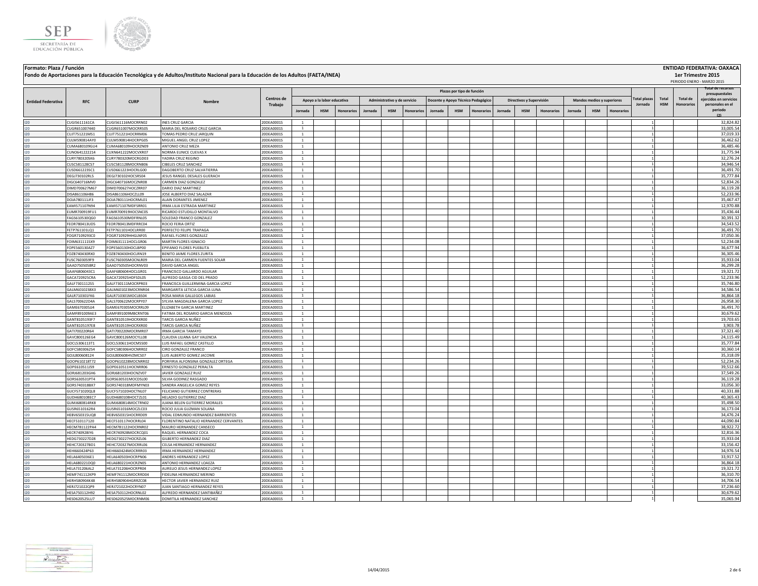**Formato: Plaza / Función**

**Fondo de Aportaciones para la Educación Tecnológica y de Adultos/Instituto Nacional para la Educación de los Adultos (FAETA/INEA)**

**ENTIDAD FEDERATIVA: OAXACA**

**1er Trimestre 2015**

PERIODO ENERO - MARZO 2015

| Entidad Federativa | RFC | CURP | Nombre | Centros de Trabajo | Plazas por tipo de función | | | | | | | | | | | | | | | Total plazas Jornada | Total HSM | Total de Honorarios | Total de recursos presupuestales ejercidos en servicios personales en el periodo (2) |
|---|---|---|---|---|---|---|---|---|---|---|---|---|---|---|---|---|---|---|---|---|---|---|---|
| | | | | | Apoyo a la labor educativa | | | Administrativo y de servicio | | | Docente y Apoyo Técnico Pedagógico | | | Directivos y Supervisión | | | Mandos medios y superiores | | | | | | |
| | | | | | Jornada | HSM | Honorarios | Jornada | HSM | Honorarios | Jornada | HSM | Honorarios | Jornada | HSM | Honorarios | Jornada | HSM | Honorarios | | | | |
| I20 | CUGI5611161CA | CUGI561116MOCRRN02 | INES CRUZ GARCIA | 20DEA0001S | 1 | | | | | | | | | | | | | | | 1 | | | 32,824.82 |
| I20 | CUGR651007440 | CUGR651007MOCRRS05 | MARIA DEL ROSARIO CRUZ GARCIA | 20DEA0001S | 1 | | | | | | | | | | | | | | | 1 | | | 33,005.54 |
| I20 | CUJT751221MS1 | CUJT751221HOCRRM06 | TOMAS PEDRO CRUZ JARQUIN | 20DEA0001S | 1 | | | | | | | | | | | | | | | 1 | | | 37,019.33 |
| I20 | CULM590814AY0 | CULM590814HOCRPG05 | MIGUEL ANGEL CRUZ LOPEZ | 20DEA0001S | 1 | | | | | | | | | | | | | | | 1 | | | 36,462.62 |
| I20 | CUMA680109GU4 | CUMA680109HOCRZN09 | ANTONIO CRUZ MEZA | 20DEA0001S | 1 | | | | | | | | | | | | | | | 1 | | | 36,485.46 |
| I20 | CUNO641222214 | CUXN641222MOCVXR07 | NORMA EUNICE CUEVAS X | 20DEA0001S | 1 | | | | | | | | | | | | | | | 1 | | | 31,775.94 |
| I20 | CURY780320SK6 | CURY780320MOCRGD03 | YADIRA CRUZ REGINO | 20DEA0001S | 1 | | | | | | | | | | | | | | | 1 | | | 32,276.24 |
| I20 | CUSC581128CS7 | CUSC581128MOCRNB06 | CIBELES CRUZ SANCHEZ | 20DEA0001S | 1 | | | | | | | | | | | | | | | 1 | | | 34,946.54 |
| I20 | CUSD661223SC1 | CUSD661223HOCRLG00 | DAGOBERTO CRUZ SALVATIERRA | 20DEA0001S | 1 | | | | | | | | | | | | | | | 1 | | | 36,491.70 |
| I20 | DEGJ730102RL5 | DEGJ730102HOCSRS04 | JESUS RANGEL DESALES GUERACH | 20DEA0001S | 1 | | | | | | | | | | | | | | | 1 | | | 35,777.84 |
| I20 | DIGC640716MV0 | DIGC640716MOCZNR08 | CARMEN DIAZ GONZALEZ | 20DEA0001S | 1 | | | | | | | | | | | | | | | 1 | | | 52,834.26 |
| I20 | DIMD700627M67 | DIMD700627HOCZRR07 | DARIO DIAZ MARTINEZ | 20DEA0001S | 1 | | | | | | | | | | | | | | | 1 | | | 36,119.28 |
| I20 | DISA861106H86 | DISA861106HOCZLL09 | JOSE ALBERTO DIAZ SALAZAR | 20DEA0001S | 1 | | | | | | | | | | | | | | | 1 | | | 52,233.96 |
| I20 | DOJA780111JF3 | DOJA780111HOCRML01 | ALAIN DORANTES JIMENEZ | 20DEA0001S | 1 | | | | | | | | | | | | | | | 1 | | | 35,467.47 |
| I20 | EAMI571107N94 | EAMI571107MDFSRR01 | IRMA LILIA ESTRADA MARTINEZ | 20DEA0001S | 1 | | | | | | | | | | | | | | | 1 | | | 12,970.88 |
| I20 | EUMR700919FU1 | EUMR700919HOCSNC05 | RICARDO ESTUDILLO MONTALVO | 20DEA0001S | 1 | | | | | | | | | | | | | | | 1 | | | 35,436.44 |
| I20 | FAGS610530QG0 | FAGS610530MDFRNL05 | SOLEDAD FRANCO GONZALEZ | 20DEA0001S | 1 | | | | | | | | | | | | | | | 1 | | | 30,391.32 |
| I20 | FEOR780413UD5 | FEOR780413MDFRRC04 | ROCIO FERIA ORTIZ | 20DEA0001S | 1 | | | | | | | | | | | | | | | 1 | | | 34,543.52 |
| I20 | FETP761101LQ1 | FETP761101HOCLRR00 | PERFECTO FELIPE TRAPAGA | 20DEA0001S | 1 | | | | | | | | | | | | | | | 1 | | | 36,491.70 |
| I20 | FOGR7109293C0 | FOGR710929HHGLNF05 | RAFAEL FLORES GONZALEZ | 20DEA0001S | 1 | | | | | | | | | | | | | | | 1 | | | 37,050.36 |
| I20 | FOIM631111SX9 | FOIM631111HOCLGR06 | MARTIN FLORES IGNACIO | 20DEA0001S | 1 | | | | | | | | | | | | | | | 1 | | | 52,234.08 |
| I20 | FOPE560130AZ7 | FOPE560130HOCLBP00 | EPIFANIO FLORES PUEBLITA | 20DEA0001S | 1 | | | | | | | | | | | | | | | 1 | | | 36,677.94 |
| I20 | FOZB740430RX0 | FOZB740430HOCLRN19 | BENITO JAIME FLORES ZURITA | 20DEA0001S | 1 | | | | | | | | | | | | | | | 1 | | | 36,305.46 |
| I20 | FUSC7603059F9 | FUSC760305MOCNLR09 | MARIA DEL CARMEN FUENTES SOLAR | 20DEA0001S | 1 | | | | | | | | | | | | | | | 1 | | | 35,933.04 |
| I20 | GAAD7505058R2 | GAAD750505HOCRNV03 | DAVID GARCIA ANGEL | 20DEA0001S | 1 | | | | | | | | | | | | | | | 1 | | | 36,299.28 |
| I20 | GAAF6806043C1 | GAAF680604HOCLGR01 | FRANCISCO GALLARDO AGUILAR | 20DEA0001S | 1 | | | | | | | | | | | | | | | 1 | | | 19,321.72 |
| I20 | GACA720925CRA | GACA720925HDFSDL05 | ALFREDO GASGA CID DEL PRADO | 20DEA0001S | 1 | | | | | | | | | | | | | | | 1 | | | 52,233.96 |
| I20 | GALF730111255 | GALF730111MOCRPR03 | FRANCISCA GUILLERMINA GARCIA LOPEZ | 20DEA0001S | 1 | | | | | | | | | | | | | | | 1 | | | 35,746.80 |
| I20 | GALM601023BX3 | GALM601023MOCRNR04 | MARGARITA LETICIA GARCIA LUNA | 20DEA0001S | 1 | | | | | | | | | | | | | | | 1 | | | 34,586.54 |
| I20 | GALR710301FK6 | GALR710301MOCLBS04 | ROSA MARIA GALLEGOS LABIAS | 20DEA0001S | 1 | | | | | | | | | | | | | | | 1 | | | 36,864.18 |
| I20 | GALS700622D4A | GALS700622MOCRPY07 | SYLVIA MAGDALENA GARCIA LOPEZ | 20DEA0001S | 1 | | | | | | | | | | | | | | | 1 | | | 26,958.30 |
| I20 | GAME670305JJ4 | GAME670305MOCRRL09 | ELIZABETH GARCIA MARTINEZ | 20DEA0001S | 1 | | | | | | | | | | | | | | | 1 | | | 36,491.70 |
| I20 | GAMF891009AE3 | GAMF891009MBCRNT06 | FATIMA DEL ROSARIO GARCIA MENDOZA | 20DEA0001S | 1 | | | | | | | | | | | | | | | 1 | | | 30,679.62 |
| I20 | GANT810519 3F7 | GANT810519HOCRXR00 | TARCIS GARCIA NUÑEZ | 20DEA0001S | 1 | | | | | | | | | | | | | | | 1 | | | 19,703.65 |
| I20 | GANT8105197E8 | GANT810519HOCRXR00 | TARCIS GARCIA NUÑEZ | 20DEA0001S | 1 | | | | | | | | | | | | | | | 1 | | | 3,903.78 |
| I20 | GATI700220R64 | GATI700220MOCRMR07 | IRMA GARCIA TAMAYO | 20DEA0001S | 1 | | | | | | | | | | | | | | | 1 | | | 37,321.40 |
| I20 | GAVC800126EG4 | GAVC800126MOCYLL08 | CLAUDIA LILIANA GAY VALENCIA | 20DEA0001S | 1 | | | | | | | | | | | | | | | 1 | | | 24,115.49 |
| I20 | GOCL5306113T1 | GOCL530611HOCMSS00 | LUIS RAFAEL GOMEZ CASTILLO | 20DEA0001S | 1 | | | | | | | | | | | | | | | 1 | | | 35,777.84 |
| I20 | GOFC5803062S4 | GOFC580306HOCNRR02 | CIRO GONZALEZ FRANCO | 20DEA0001S | 1 | | | | | | | | | | | | | | | 1 | | | 30,360.14 |
| I20 | GOJL800608124 | GOJL800608HVZMCS07 | LUIS ALBERTO GOMEZ JACOME | 20DEA0001S | 1 | | | | | | | | | | | | | | | 1 | | | 35,318.09 |
| I20 | GOOP610218T72 | GOOP610228MOCNRR02 | PORFIRIA ALFONSINA GONZALEZ ORTEGA | 20DEA0001S | 1 | | | | | | | | | | | | | | | 1 | | | 52,234.26 |
| I20 | GOPE610511JS9 | GOPE610511HOCNRR06 | ERNESTO GONZALEZ PERALTA | 20DEA0001S | 1 | | | | | | | | | | | | | | | 1 | | | 39,512.66 |
| I20 | GORJ681203GH6 | GORJ681203HOCNZV07 | JAVIER GONZALEZ RUIZ | 20DEA0001S | 1 | | | | | | | | | | | | | | | 1 | | | 37,549.26 |
| I20 | GORS630531PT4 | GORS630531MOCDSL00 | SILVIA GODINEZ RASGADO | 20DEA0001S | 1 | | | | | | | | | | | | | | | 1 | | | 36,119.28 |
| I20 | GORS740318BX7 | GORS740318MDFMYN03 | SANDRA ANGELICA GOMEZ REYES | 20DEA0001S | 1 | | | | | | | | | | | | | | | 1 | | | 33,056.30 |
| I20 | GUCF571020QL8 | GUCF571020HOCTNL07 | FELICIANO GUTIERREZ CONTRERAS | 20DEA0001S | 1 | | | | | | | | | | | | | | | 1 | | | 40,331.88 |
| I20 | GUDH680108EC7 | GUDH680108HOCTZL01 | HELADIO GUTIERREZ DIAZ | 20DEA0001S | 1 | | | | | | | | | | | | | | | 1 | | | 40,365.43 |
| I20 | GUMJ680814RK8 | GUMJ680814MOCTRN02 | JUANA BELEN GUTIERREZ MORALES | 20DEA0001S | 1 | | | | | | | | | | | | | | | 1 | | | 35,498.50 |
| I20 | GUSR6510162R4 | GUSR651016MOCZLC03 | ROCIO JULIA GUZMAN SOLANA | 20DEA0001S | 1 | | | | | | | | | | | | | | | 1 | | | 36,173.04 |
| I20 | HEBV650315UQ8 | HEBV650315HOCRRD09 | VIDAL EDMUNDO HERNANDEZ BARRIENTOS | 20DEA0001S | 1 | | | | | | | | | | | | | | | 1 | | | 34,476.24 |
| I20 | HECF510117120 | HECF510117HOCRRL04 | FLORENTINO NATALIO HERNANDEZ CERVANTES | 20DEA0001S | 1 | | | | | | | | | | | | | | | 1 | | | 44,090.84 |
| I20 | HECM781122PA4 | HECM781122HOCRNR02 | MAURO HERNANDEZ CANSECO | 20DEA0001S | 1 | | | | | | | | | | | | | | | 1 | | | 38,922.72 |
| I20 | HECR740928IY6 | HECR740928MOCRCQ01 | RAQUEL HERNANDEZ COCA | 20DEA0001S | 1 | | | | | | | | | | | | | | | 1 | | | 32,816.36 |
| I20 | HEDG730227D28 | HEDG730227HOCRZL06 | GILBERTO HERNANDEZ DIAZ | 20DEA0001S | 1 | | | | | | | | | | | | | | | 1 | | | 35,933.04 |
| I20 | HEHC720327BD1 | HEHC720327MOCRRL06 | CELSA HERNANDEZ HERNANDEZ | 20DEA0001S | 1 | | | | | | | | | | | | | | | 1 | | | 33,156.42 |
| I20 | HEHI660424P63 | HEHI660424MOCRRR03 | IRMA HERNANDEZ HERNANDEZ | 20DEA0001S | 1 | | | | | | | | | | | | | | | 1 | | | 34,976.54 |
| I20 | HELA6405036E1 | HELA640503HOCRPN06 | ANDRES HERNANDEZ LOPEZ | 20DEA0001S | 1 | | | | | | | | | | | | | | | 1 | | | 33,917.52 |
| I20 | HELA680221DQ0 | HELA680221HOCRZN05 | ANTONIO HERNANDEZ LOAEZA | 20DEA0001S | 1 | | | | | | | | | | | | | | | 1 | | | 36,864.18 |
| I20 | HELA731206AL2 | HELA731206HOCRPR04 | AURELIO JESUS HERNANDEZ LOPEZ | 20DEA0001S | 1 | | | | | | | | | | | | | | | 1 | | | 19,321.72 |
| I20 | HEMF741112KP9 | HEMF741112MOCRRD04 | FIDELINA HERNANDEZ MERINO | 20DEA0001S | 1 | | | | | | | | | | | | | | | 1 | | | 36,310.70 |
| I20 | HERH580904K48 | HERH580904HGRRZC08 | HECTOR JAVIER HERNANDEZ RUIZ | 20DEA0001S | 1 | | | | | | | | | | | | | | | 1 | | | 34,706.54 |
| I20 | HERJ721022QP9 | HERJ721022HOCRYN07 | JUAN SANTIAGO HERNANDEZ REYES | 20DEA0001S | 1 | | | | | | | | | | | | | | | 1 | | | 37,236.60 |
| I20 | HESA750112H92 | HESA750112HOCRNL02 | ALFREDO HERNANDEZ SANTIBAÑEZ | 20DEA0001S | 1 | | | | | | | | | | | | | | | 1 | | | 30,679.62 |
| I20 | HESD620525LU7 | HESD620525MOCRNM06 | DOMITILA HERNANDEZ SANCHEZ | 20DEA0001S | 1 | | | | | | | | | | | | | | | 1 | | | 35,065.94 |

14/04/2015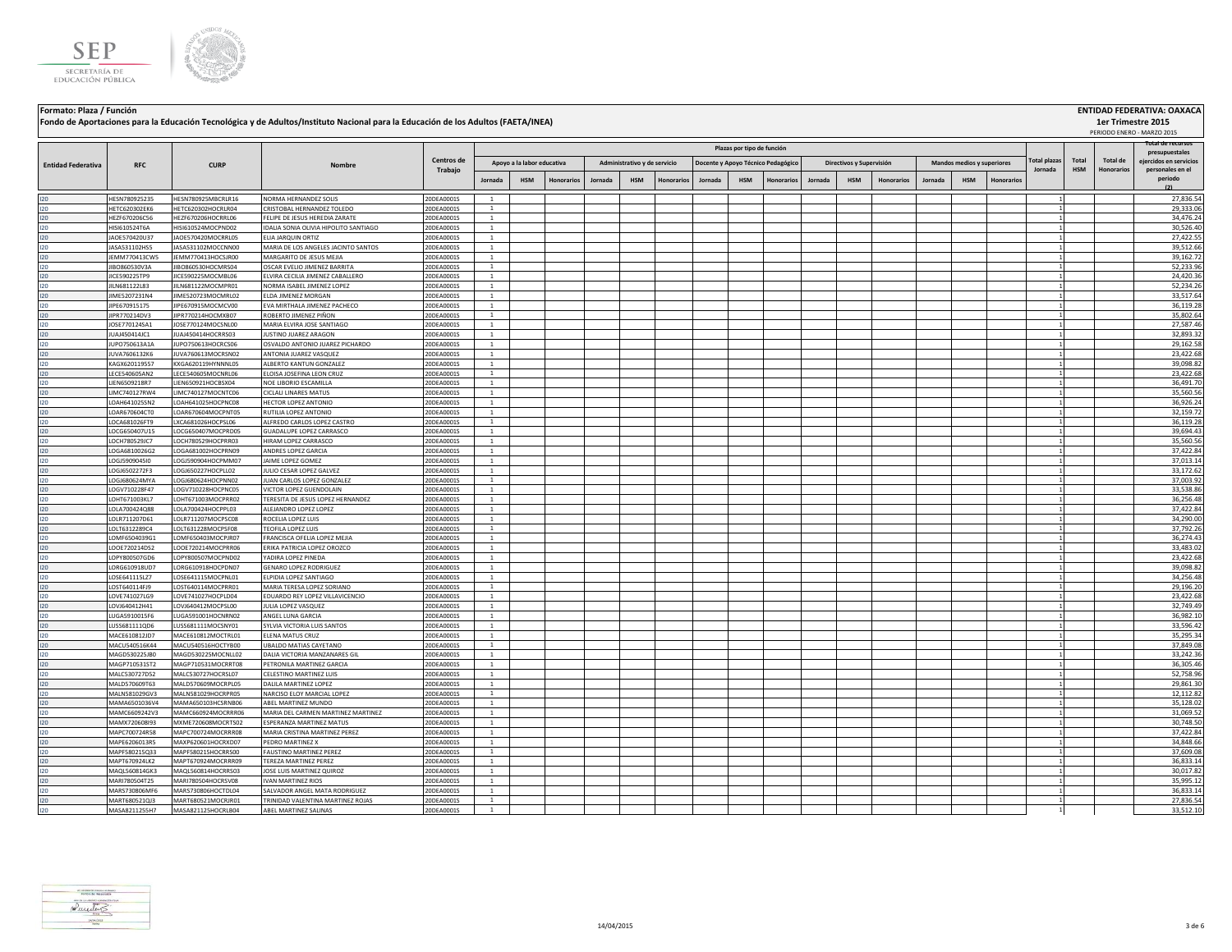**Formato: Plaza / Función**

**Fondo de Aportaciones para la Educación Tecnológica y de Adultos/Instituto Nacional para la Educación de los Adultos (FAETA/INEA)**

**ENTIDAD FEDERATIVA: OAXACA**

**1er Trimestre 2015**

PERIODO ENERO - MARZO 2015

| Entidad Federativa | RFC | CURP | Nombre | Centros de Trabajo | Plazas por tipo de función | | | | | | | | | | | | | | | Total plazas Jornada | Total HSM | Total de Honorarios | Total de recursos presupuestales ejercidos en servicios personales en el periodo (2) |
|---|---|---|---|---|---|---|---|---|---|---|---|---|---|---|---|---|---|---|---|---|---|---|---|
| | | | | | Apoyo a la labor educativa | | | Administrativo y de servicio | | | Docente y Apoyo Técnico Pedagógico | | | Directivos y Supervisión | | | Mandos medios y superiores | | | | | | |
| | | | | | Jornada | HSM | Honorarios | Jornada | HSM | Honorarios | Jornada | HSM | Honorarios | Jornada | HSM | Honorarios | Jornada | HSM | Honorarios | | | | |
| I20 | HESN780925235 | HESN780925MBCRLR16 | NORMA HERNANDEZ SOLIS | 20DEA0001S | 1 | | | | | | | | | | | | | | | 1 | | | 27,836.54 |
| I20 | HETC620302EK6 | HETC620302HOCRLR04 | CRISTOBAL HERNANDEZ TOLEDO | 20DEA0001S | 1 | | | | | | | | | | | | | | | 1 | | | 29,333.06 |
| I20 | HEZF670206C56 | HEZF670206HOCRRL06 | FELIPE DE JESUS HEREDIA ZARATE | 20DEA0001S | 1 | | | | | | | | | | | | | | | 1 | | | 34,476.24 |
| I20 | HISI610524T6A | HISI610524MOCPND02 | IDALIA SONIA OLIVIA HIPOLITO SANTIAGO | 20DEA0001S | 1 | | | | | | | | | | | | | | | 1 | | | 30,526.40 |
| I20 | JAOE570420U37 | JAOE570420MOCRRL05 | ELIA JARQUIN ORTIZ | 20DEA0001S | 1 | | | | | | | | | | | | | | | 1 | | | 27,422.55 |
| I20 | JASA531102HS5 | JASA531102MOCCNN00 | MARIA DE LOS ANGELES JACINTO SANTOS | 20DEA0001S | 1 | | | | | | | | | | | | | | | 1 | | | 39,512.66 |
| I20 | JEMM770413CW5 | JEMM770413HOCSJR00 | MARGARITO DE JESUS MEJIA | 20DEA0001S | 1 | | | | | | | | | | | | | | | 1 | | | 39,162.72 |
| I20 | JIBO860530V3A | JIBO860530HOCMRS04 | OSCAR EVELIO JIMENEZ BARRITA | 20DEA0001S | 1 | | | | | | | | | | | | | | | 1 | | | 52,233.96 |
| I20 | JICE590225TP9 | JICE590225MOCMBL06 | ELVIRA CECILIA JIMENEZ CABALLERO | 20DEA0001S | 1 | | | | | | | | | | | | | | | 1 | | | 24,420.36 |
| I20 | JILN681122L83 | JILN681122MOCMPR01 | NORMA ISABEL JIMENEZ LOPEZ | 20DEA0001S | 1 | | | | | | | | | | | | | | | 1 | | | 52,234.26 |
| I20 | JIME5207231N4 | JIME520723MOCMRL02 | ELDA JIMENEZ MORGAN | 20DEA0001S | 1 | | | | | | | | | | | | | | | 1 | | | 33,517.64 |
| I20 | JIPE670915175 | JIPE670915MOCMCV00 | EVA MIRTHALA JIMENEZ PACHECO | 20DEA0001S | 1 | | | | | | | | | | | | | | | 1 | | | 36,119.28 |
| I20 | JIPR770214DV3 | JIPR770214HOCMXB07 | ROBERTO JIMENEZ PIÑON | 20DEA0001S | 1 | | | | | | | | | | | | | | | 1 | | | 35,802.64 |
| I20 | JOSE770124SA1 | JOSE770124MOCSNL00 | MARIA ELVIRA JOSE SANTIAGO | 20DEA0001S | 1 | | | | | | | | | | | | | | | 1 | | | 27,587.46 |
| I20 | JUAJ450414JC1 | JUAJ450414HOCRRS03 | JUSTINO JUAREZ ARAGON | 20DEA0001S | 1 | | | | | | | | | | | | | | | 1 | | | 32,893.32 |
| I20 | JUPO750613A1A | JUPO750613HOCRCS06 | OSVALDO ANTONIO JUAREZ PICHARDO | 20DEA0001S | 1 | | | | | | | | | | | | | | | 1 | | | 29,162.58 |
| I20 | JUVA7606132K6 | JUVA760613MOCRSN02 | ANTONIA JUAREZ VASQUEZ | 20DEA0001S | 1 | | | | | | | | | | | | | | | 1 | | | 23,422.68 |
| I20 | KAGX620119557 | KXGA620119HYNNNL05 | ALBERTO KANTUN GONZALEZ | 20DEA0001S | 1 | | | | | | | | | | | | | | | 1 | | | 39,098.82 |
| I20 | LECE540605AN2 | LECE540605MOCNRL06 | ELOISA JOSEFINA LEON CRUZ | 20DEA0001S | 1 | | | | | | | | | | | | | | | 1 | | | 23,422.68 |
| I20 | LIEN6509218R7 | LIEN650921HOCBSX04 | NOE LIBORIO ESCAMILLA | 20DEA0001S | 1 | | | | | | | | | | | | | | | 1 | | | 36,491.70 |
| I20 | LIMC740127RW4 | LIMC740127MOCNTC06 | CICLALI LINARES MATUS | 20DEA0001S | 1 | | | | | | | | | | | | | | | 1 | | | 35,560.56 |
| I20 | LOAH641025SN2 | LOAH641025HOCPNC08 | HECTOR LOPEZ ANTONIO | 20DEA0001S | 1 | | | | | | | | | | | | | | | 1 | | | 36,926.24 |
| I20 | LOAR670604CT0 | LOAR670604MOCPNT05 | RUTILIA LOPEZ ANTONIO | 20DEA0001S | 1 | | | | | | | | | | | | | | | 1 | | | 32,159.72 |
| I20 | LOCA681026FT9 | LXCA681026HOCPSL06 | ALFREDO CARLOS LOPEZ CASTRO | 20DEA0001S | 1 | | | | | | | | | | | | | | | 1 | | | 36,119.28 |
| I20 | LOCG650407U15 | LOCG650407MOCPRD05 | GUADALUPE LOPEZ CARRASCO | 20DEA0001S | 1 | | | | | | | | | | | | | | | 1 | | | 39,694.43 |
| I20 | LOCH780529JC7 | LOCH780529HOCPRR03 | HIRAM LOPEZ CARRASCO | 20DEA0001S | 1 | | | | | | | | | | | | | | | 1 | | | 35,560.56 |
| I20 | LOGA6810026G2 | LOGA681002HOCPRN09 | ANDRES LOPEZ GARCIA | 20DEA0001S | 1 | | | | | | | | | | | | | | | 1 | | | 37,422.84 |
| I20 | LOGJ5909045I0 | LOGJ590904HOCPMM07 | JAIME LOPEZ GOMEZ | 20DEA0001S | 1 | | | | | | | | | | | | | | | 1 | | | 37,013.14 |
| I20 | LOGJ6502272F3 | LOGJ650227HOCPLL02 | JULIO CESAR LOPEZ GALVEZ | 20DEA0001S | 1 | | | | | | | | | | | | | | | 1 | | | 33,172.62 |
| I20 | LOGJ680624MYA | LOGJ680624HOCPNN02 | JUAN CARLOS LOPEZ GONZALEZ | 20DEA0001S | 1 | | | | | | | | | | | | | | | 1 | | | 37,003.92 |
| I20 | LOGV710228F47 | LOGV710228HOCPNC05 | VICTOR LOPEZ GUENDOLAIN | 20DEA0001S | 1 | | | | | | | | | | | | | | | 1 | | | 33,538.86 |
| I20 | LOHT671003KL7 | LOHT671003MOCPRR02 | TERESITA DE JESUS LOPEZ HERNANDEZ | 20DEA0001S | 1 | | | | | | | | | | | | | | | 1 | | | 36,256.48 |
| I20 | LOLA700424Q88 | LOLA700424HOCPPL03 | ALEJANDRO LOPEZ LOPEZ | 20DEA0001S | 1 | | | | | | | | | | | | | | | 1 | | | 37,422.84 |
| I20 | LOLR711207D61 | LOLR711207MOCPSC08 | ROCELIA LOPEZ LUIS | 20DEA0001S | 1 | | | | | | | | | | | | | | | 1 | | | 34,290.00 |
| I20 | LOLT6312289C4 | LOLT631228MOCPSF08 | TEOFILA LOPEZ LUIS | 20DEA0001S | 1 | | | | | | | | | | | | | | | 1 | | | 37,792.26 |
| I20 | LOMF6504039G1 | LOMF650403MOCPJR07 | FRANCISCA OFELIA LOPEZ MEJIA | 20DEA0001S | 1 | | | | | | | | | | | | | | | 1 | | | 36,274.43 |
| I20 | LOOE720214DS2 | LOOE720214MOCPRR06 | ERIKA PATRICIA LOPEZ OROZCO | 20DEA0001S | 1 | | | | | | | | | | | | | | | 1 | | | 33,483.02 |
| I20 | LOPY800507GD6 | LOPY800507MOCPND02 | YADIRA LOPEZ PINEDA | 20DEA0001S | 1 | | | | | | | | | | | | | | | 1 | | | 23,422.68 |
| I20 | LORG610918UD7 | LORG610918HOCPDN07 | GENARO LOPEZ RODRIGUEZ | 20DEA0001S | 1 | | | | | | | | | | | | | | | 1 | | | 39,098.82 |
| I20 | LOSE641115LZ7 | LOSE641115MOCPNL01 | ELPIDIA LOPEZ SANTIAGO | 20DEA0001S | 1 | | | | | | | | | | | | | | | 1 | | | 34,256.48 |
| I20 | LOST640114FJ9 | LOST640114MOCPRR01 | MARIA TERESA LOPEZ SORIANO | 20DEA0001S | 1 | | | | | | | | | | | | | | | 1 | | | 29,196.20 |
| I20 | LOVE741027LQ9 | LOVE741027HOCPLD04 | EDUARDO REY LOPEZ VILLAVICENCIO | 20DEA0001S | 1 | | | | | | | | | | | | | | | 1 | | | 23,422.68 |
| I20 | LOVJ640412H41 | LOVJ640412MOCPSL00 | JULIA LOPEZ VASQUEZ | 20DEA0001S | 1 | | | | | | | | | | | | | | | 1 | | | 32,749.49 |
| I20 | LUGA5910015F6 | LUGA591001HOCNRN02 | ANGEL LUNA GARCIA | 20DEA0001S | 1 | | | | | | | | | | | | | | | 1 | | | 36,982.10 |
| I20 | LUSS681111QD6 | LUSS681111MOCSNY01 | SYLVIA VICTORIA LUIS SANTOS | 20DEA0001S | 1 | | | | | | | | | | | | | | | 1 | | | 33,596.42 |
| I20 | MACE610812JD7 | MACE610812MOCTRL01 | ELENA MATUS CRUZ | 20DEA0001S | 1 | | | | | | | | | | | | | | | 1 | | | 35,295.34 |
| I20 | MACU540516K44 | MACU540516HOCTYB00 | UBALDO MATIAS CAYETANO | 20DEA0001S | 1 | | | | | | | | | | | | | | | 1 | | | 37,849.08 |
| I20 | MAGD530225JB0 | MAGD530225MOCNLL02 | DALIA VICTORIA MANZANARES GIL | 20DEA0001S | 1 | | | | | | | | | | | | | | | 1 | | | 33,242.36 |
| I20 | MAGP710531ST2 | MAGP710531MOCRRT08 | PETRONILA MARTINEZ GARCIA | 20DEA0001S | 1 | | | | | | | | | | | | | | | 1 | | | 36,305.46 |
| I20 | MALC530727D52 | MALC530727HOCRSL07 | CELESTINO MARTINEZ LUIS | 20DEA0001S | 1 | | | | | | | | | | | | | | | 1 | | | 52,758.96 |
| I20 | MALD570609T63 | MALD570609MOCRPL05 | DALILA MARTINEZ LOPEZ | 20DEA0001S | 1 | | | | | | | | | | | | | | | 1 | | | 29,861.30 |
| I20 | MALN581029GV3 | MALN581029HOCRPR05 | NARCISO ELOY MARCIAL LOPEZ | 20DEA0001S | 1 | | | | | | | | | | | | | | | 1 | | | 12,112.82 |
| I20 | MAMA6501036V4 | MAMA650103HCSRNB06 | ABEL MARTINEZ MUNDO | 20DEA0001S | 1 | | | | | | | | | | | | | | | 1 | | | 35,128.02 |
| I20 | MAMC660924ZV3 | MAMC660924MOCRRR06 | MARIA DEL CARMEN MARTINEZ MARTINEZ | 20DEA0001S | 1 | | | | | | | | | | | | | | | 1 | | | 31,069.52 |
| I20 | MAMX720608I93 | MXME720608MOCRTS02 | ESPERANZA MARTINEZ MATUS | 20DEA0001S | 1 | | | | | | | | | | | | | | | 1 | | | 30,748.50 |
| I20 | MAPC700724R58 | MAPC700724MOCRRR08 | MARIA CRISTINA MARTINEZ PEREZ | 20DEA0001S | 1 | | | | | | | | | | | | | | | 1 | | | 37,422.84 |
| I20 | MAPE6206013R5 | MAXP620601HOCRXD07 | PEDRO MARTINEZ X | 20DEA0001S | 1 | | | | | | | | | | | | | | | 1 | | | 34,848.66 |
| I20 | MAPF580215Q33 | MAPF580215HOCRRS00 | FAUSTINO MARTINEZ PEREZ | 20DEA0001S | 1 | | | | | | | | | | | | | | | 1 | | | 37,609.08 |
| I20 | MAPT670924LK2 | MAPT670924MOCRRR09 | TEREZA MARTINEZ PEREZ | 20DEA0001S | 1 | | | | | | | | | | | | | | | 1 | | | 36,833.14 |
| I20 | MAQL560814GK3 | MAQL560814HOCRRS03 | JOSE LUIS MARTINEZ QUIROZ | 20DEA0001S | 1 | | | | | | | | | | | | | | | 1 | | | 30,017.82 |
| I20 | MARI780504T25 | MARI780504HOCRSV08 | IVAN MARTINEZ RIOS | 20DEA0001S | 1 | | | | | | | | | | | | | | | 1 | | | 35,995.12 |
| I20 | MARS730806MF6 | MARS730806HOCTDL04 | SALVADOR ANGEL MATA RODRIGUEZ | 20DEA0001S | 1 | | | | | | | | | | | | | | | 1 | | | 36,833.14 |
| I20 | MART680521QJ3 | MART680521MOCRJR01 | TRINIDAD VALENTINA MARTINEZ ROJAS | 20DEA0001S | 1 | | | | | | | | | | | | | | | 1 | | | 27,836.54 |
| I20 | MASA821125SH7 | MASA821125HOCRLB04 | ABEL MARTINEZ SALINAS | 20DEA0001S | 1 | | | | | | | | | | | | | | | 1 | | | 33,512.10 |

14/04/2015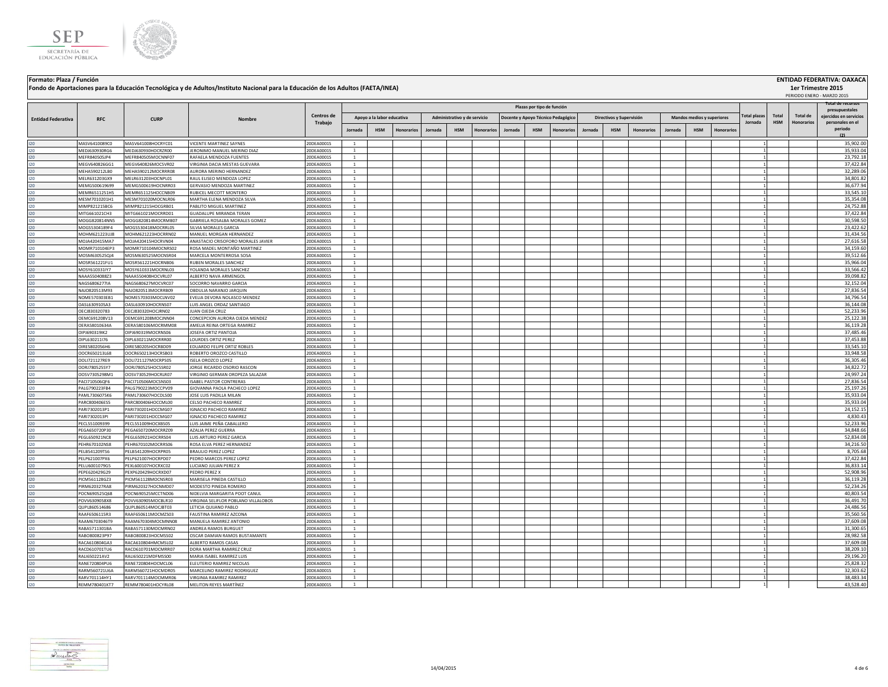**Formato: Plaza / Función**

**Fondo de Aportaciones para la Educación Tecnológica y de Adultos/Instituto Nacional para la Educación de los Adultos (FAETA/INEA)**

**ENTIDAD FEDERATIVA: OAXACA**

**1er Trimestre 2015**

PERIODO ENERO - MARZO 2015

| Entidad Federativa | RFC | CURP | Nombre | Centros de Trabajo | Plazas por tipo de función | | | | | | | | | | | | | | | Total plazas Jornada | Total HSM | Total de Honorarios | Total de recursos presupuestales ejercidos en servicios personales en el periodo (2) |
|---|---|---|---|---|---|---|---|---|---|---|---|---|---|---|---|---|---|---|---|---|---|---|---|
| | | | | | Apoyo a la labor educativa | | | Administrativo y de servicio | | | Docente y Apoyo Técnico Pedagógico | | | Directivos y Supervisión | | | Mandos medios y superiores | | | | | | |
| | | | | | Jornada | HSM | Honorarios | Jornada | HSM | Honorarios | Jornada | HSM | Honorarios | Jornada | HSM | Honorarios | Jornada | HSM | Honorarios | | | | |
| I20 | MASV6410089C0 | MASV641008HOCRYC01 | VICENTE MARTINEZ SAYNES | 20DEA0001S | 1 | | | | | | | | | | | | | | | 1 | | | 35,902.00 |
| I20 | MEDJ630930RG6 | MEDJ630930HOCRZR00 | JERONIMO MANUEL MERINO DIAZ | 20DEA0001S | 1 | | | | | | | | | | | | | | | 1 | | | 35,933.04 |
| I20 | MEFR840505JP4 | MEFR840505MOCNNF07 | RAFAELA MENDOZA FUENTES | 20DEA0001S | 1 | | | | | | | | | | | | | | | 1 | | | 23,792.18 |
| I20 | MEGV640826GG1 | MEGV640826MOCSVR02 | VIRGINIA DACIA MESTAS GUEVARA | 20DEA0001S | 1 | | | | | | | | | | | | | | | 1 | | | 37,422.84 |
| I20 | MEHA590212LB0 | MEHA590212MOCRRR08 | AURORA MERINO HERNANDEZ | 20DEA0001S | 1 | | | | | | | | | | | | | | | 1 | | | 32,289.06 |
| I20 | MELR631203GX9 | MELR631203HOCNPL01 | RAUL ELISEO MENDOZA LOPEZ | 20DEA0001S | 1 | | | | | | | | | | | | | | | 1 | | | 34,801.82 |
| I20 | MEMG500619699 | MEMG500619HOCNRR03 | GERVASIO MENDOZA MARTINEZ | 20DEA0001S | 1 | | | | | | | | | | | | | | | 1 | | | 36,677.94 |
| I20 | MEMR651125IH5 | MEMR651125HOCCNB09 | RUBICEL MECOTT MONTERO | 20DEA0001S | 1 | | | | | | | | | | | | | | | 1 | | | 33,545.10 |
| I20 | MESM7010201H1 | MESM701020MOCNLR06 | MARTHA ELENA MENDOZA SILVA | 20DEA0001S | 1 | | | | | | | | | | | | | | | 1 | | | 35,354.08 |
| I20 | MIMP821215BC6 | MIMP821215HOCGRB01 | PABLITO MIGUEL MARTINEZ | 20DEA0001S | 1 | | | | | | | | | | | | | | | 1 | | | 24,752.88 |
| I20 | MITG661021CH3 | MITG661021MOCRRD01 | GUADALUPE MIRANDA TERAN | 20DEA0001S | 1 | | | | | | | | | | | | | | | 1 | | | 37,422.84 |
| I20 | MOGG820814NN5 | MOGG820814MOCRMB07 | GABRIELA ROSALBA MORALES GOMEZ | 20DEA0001S | 1 | | | | | | | | | | | | | | | 1 | | | 30,598.50 |
| I20 | MOGS5304189F4 | MOGS530418MOCRRL05 | SILVIA MORALES GARCIA | 20DEA0001S | 1 | | | | | | | | | | | | | | | 1 | | | 23,422.62 |
| I20 | MOHM621223UJ8 | MOHM621223HOCRRN02 | MANUEL MORGAN HERNANDEZ | 20DEA0001S | 1 | | | | | | | | | | | | | | | 1 | | | 31,434.56 |
| I20 | MOJA420415MA7 | MOJA420415HOCRVN04 | ANASTACIO CRISOFORO MORALES JAVIER | 20DEA0001S | 1 | | | | | | | | | | | | | | | 1 | | | 27,616.58 |
| I20 | MOMR710104EP3 | MOMR710104MOCNRS02 | ROSA MADEL MONTAÑO MARTINEZ | 20DEA0001S | 1 | | | | | | | | | | | | | | | 1 | | | 34,159.60 |
| I20 | MOSM630525QJ4 | MOSM630525MOCNSR04 | MARCELA MONTERROSA SOSA | 20DEA0001S | 1 | | | | | | | | | | | | | | | 1 | | | 39,512.66 |
| I20 | MOSR561221FU1 | MOSR561221HOCRNB06 | RUBEN MORALES SANCHEZ | 20DEA0001S | 1 | | | | | | | | | | | | | | | 1 | | | 35,966.04 |
| I20 | MOSY610331IY7 | MOSY610331MOCRNL03 | YOLANDA MORALES SANCHEZ | 20DEA0001S | 1 | | | | | | | | | | | | | | | 1 | | | 33,566.42 |
| I20 | NAAA5504088Z3 | NAAA550408HOCVRL07 | ALBERTO NAVA ARMENGOL | 20DEA0001S | 1 | | | | | | | | | | | | | | | 1 | | | 39,098.82 |
| I20 | NAGS6806277IA | NAGS680627MOCVRC07 | SOCORRO NAVARRO GARCIA | 20DEA0001S | 1 | | | | | | | | | | | | | | | 1 | | | 32,152.04 |
| I20 | NAJO820513M93 | NAJO820513MOCRRB09 | OBDULIA NARANJO JARQUIN | 20DEA0001S | 1 | | | | | | | | | | | | | | | 1 | | | 27,836.54 |
| I20 | NOME570303EB1 | NOME570303MOCLNV02 | EVELIA DEVORA NOLASCO MENDEZ | 20DEA0001S | 1 | | | | | | | | | | | | | | | 1 | | | 34,796.54 |
| I20 | OASL630910SA3 | OASL630910HOCRNS07 | LUIS ANGEL ORDAZ SANTIAGO | 20DEA0001S | 1 | | | | | | | | | | | | | | | 1 | | | 36,144.08 |
| I20 | OECJ830320783 | OECJ830320HOCJRN02 | JUAN OJEDA CRUZ | 20DEA0001S | 1 | | | | | | | | | | | | | | | 1 | | | 52,233.96 |
| I20 | OEMC691208V13 | OEMC691208MOCJNN04 | CONCEPCION AURORA OJEDA MENDEZ | 20DEA0001S | 1 | | | | | | | | | | | | | | | 1 | | | 25,122.38 |
| I20 | OERA58010634A | OERA580106MOCRMM08 | AMELIA REINA ORTEGA RAMIREZ | 20DEA0001S | 1 | | | | | | | | | | | | | | | 1 | | | 36,119.28 |
| I20 | OIPJ690319IK2 | OIPJ690319MOCRNS06 | JOSEFA ORTIZ PANTOJA | 20DEA0001S | 1 | | | | | | | | | | | | | | | 1 | | | 37,485.46 |
| I20 | OIPL630211I76 | OIPL630211MOCRRR00 | LOURDES ORTIZ PEREZ | 20DEA0001S | 1 | | | | | | | | | | | | | | | 1 | | | 37,453.88 |
| I20 | OIRE5802056H6 | OIRE580205HOCRBD09 | EDUARDO FELIPE ORTIZ ROBLES | 20DEA0001S | 1 | | | | | | | | | | | | | | | 1 | | | 33,545.10 |
| I20 | OOCR650213L68 | OOCR650213HOCRSB03 | ROBERTO OROZCO CASTILLO | 20DEA0001S | 1 | | | | | | | | | | | | | | | 1 | | | 33,948.58 |
| I20 | OOLI721127RE9 | OOLI721127MOCRPS05 | ISELA OROZCO LOPEZ | 20DEA0001S | 1 | | | | | | | | | | | | | | | 1 | | | 36,305.46 |
| I20 | OORJ780525SY7 | OORJ780525HOCSSR02 | JORGE RICARDO OSORIO RASCON | 20DEA0001S | 1 | | | | | | | | | | | | | | | 1 | | | 34,822.72 |
| I20 | OOSV730529BM1 | OOSV730529HOCRLR07 | VIRGINIO GERMAN OROPEZA SALAZAR | 20DEA0001S | 1 | | | | | | | | | | | | | | | 1 | | | 24,997.24 |
| I20 | PACI710506QF6 | PACI710506MOCSNS03 | ISABEL PASTOR CONTRERAS | 20DEA0001S | 1 | | | | | | | | | | | | | | | 1 | | | 27,836.54 |
| I20 | PALG790223FB4 | PALG790223MOCCPV09 | GIOVANNA PAOLA PACHECO LOPEZ | 20DEA0001S | 1 | | | | | | | | | | | | | | | 1 | | | 25,197.26 |
| I20 | PAML7306075K6 | PAML730607HOCDLS00 | JOSE LUIS PADILLA MILAN | 20DEA0001S | 1 | | | | | | | | | | | | | | | 1 | | | 35,933.04 |
| I20 | PARC800406ES5 | PARC800406HOCCML00 | CELSO PACHECO RAMIREZ | 20DEA0001S | 1 | | | | | | | | | | | | | | | 1 | | | 35,933.04 |
| I20 | PARI7302013P1 | PARI730201HOCCMG07 | IGNACIO PACHECO RAMIREZ | 20DEA0001S | 1 | | | | | | | | | | | | | | | 1 | | | 24,152.15 |
| I20 | PARI7302013PI | PARI730201HOCCMG07 | IGNACIO PACHECO RAMIREZ | 20DEA0001S | 1 | | | | | | | | | | | | | | | 1 | | | 4,830.43 |
| I20 | PECL551009399 | PECL551009HOCXBS05 | LUIS JAIME PEÑA CABALLERO | 20DEA0001S | 1 | | | | | | | | | | | | | | | 1 | | | 52,233.96 |
| I20 | PEGA650720P30 | PEGA650720MOCRRZ09 | AZALIA PEREZ GUERRA | 20DEA0001S | 1 | | | | | | | | | | | | | | | 1 | | | 34,848.66 |
| I20 | PEGL650921NC8 | PEGL650921HOCRRS04 | LUIS ARTURO PEREZ GARCIA | 20DEA0001S | 1 | | | | | | | | | | | | | | | 1 | | | 52,834.08 |
| I20 | PEHR670102NS8 | PEHR670102MOCRRS06 | ROSA ELVA PEREZ HERNANDEZ | 20DEA0001S | 1 | | | | | | | | | | | | | | | 1 | | | 34,216.50 |
| I20 | PELB541209TS6 | PELB541209HOCRPR05 | BRAULIO PEREZ LOPEZ | 20DEA0001S | 1 | | | | | | | | | | | | | | | 1 | | | 8,705.68 |
| I20 | PELP621007PX6 | PELP621007HOCRPD07 | PEDRO MARCOS PEREZ LOPEZ | 20DEA0001S | 1 | | | | | | | | | | | | | | | 1 | | | 37,422.84 |
| I20 | PELU600107G5 | PEXL600107HOCRXC02 | LUCIANO JULIAN PEREZ X | 20DEA0001S | 1 | | | | | | | | | | | | | | | 1 | | | 36,833.14 |
| I20 | PEPE620429G29 | PEXP620429HOCRXD07 | PEDRO PEREZ X | 20DEA0001S | 1 | | | | | | | | | | | | | | | 1 | | | 52,908.96 |
| I20 | PICM561128GZ3 | PICM561128MOCNSR03 | MARISELA PINEDA CASTILLO | 20DEA0001S | 1 | | | | | | | | | | | | | | | 1 | | | 36,119.28 |
| I20 | PIRM620327RA8 | PIRM620327HOCNMD07 | MODESTO PINEDA ROMERO | 20DEA0001S | 1 | | | | | | | | | | | | | | | 1 | | | 52,234.26 |
| I20 | POCN690525Q68 | POCN690525MCCTND06 | NIDELVIA MARGARITA POOT CANUL | 20DEA0001S | 1 | | | | | | | | | | | | | | | 1 | | | 40,803.54 |
| I20 | POVV6309058X8 | POVV630905MOCBLR10 | VIRGINIA SELIFLOR POBLANO VILLALOBOS | 20DEA0001S | 1 | | | | | | | | | | | | | | | 1 | | | 36,491.70 |
| I20 | QUPL860514686 | QUPL860514MOCJBT03 | LETICIA QUIJANO PABLO | 20DEA0001S | 1 | | | | | | | | | | | | | | | 1 | | | 24,486.56 |
| I20 | RAAF6506115R3 | RAAF650611MOCMZS03 | FAUSTINA RAMIREZ AZCONA | 20DEA0001S | 1 | | | | | | | | | | | | | | | 1 | | | 35,560.56 |
| I20 | RAAM6703046T9 | RAAM670304MOCMNN08 | MANUELA RAMIREZ ANTONIO | 20DEA0001S | 1 | | | | | | | | | | | | | | | 1 | | | 37,609.08 |
| I20 | RABA571130IBA | RABA571130MOCMRN02 | ANDREA RAMOS BURGUET | 20DEA0001S | 1 | | | | | | | | | | | | | | | 1 | | | 31,300.65 |
| I20 | RABO800823P97 | RABO800823HOCMSS02 | OSCAR DAMIAN RAMOS BUSTAMANTE | 20DEA0001S | 1 | | | | | | | | | | | | | | | 1 | | | 28,982.58 |
| I20 | RACA610804GA3 | RACA610804HMCMSL02 | ALBERTO RAMOS CASAS | 20DEA0001S | 1 | | | | | | | | | | | | | | | 1 | | | 37,609.08 |
| I20 | RACD610701TU6 | RACD610701MOCMRR07 | DORA MARTHA RAMIREZ CRUZ | 20DEA0001S | 1 | | | | | | | | | | | | | | | 1 | | | 38,209.10 |
| I20 | RALI650221AV2 | RALI650221MDFMSS00 | MARIA ISABEL RAMIREZ LUIS | 20DEA0001S | 1 | | | | | | | | | | | | | | | 1 | | | 29,196.20 |
| I20 | RANE720804PU6 | RANE720804HOCMCL06 | ELEUTERIO RAMIREZ NICOLAS | 20DEA0001S | 1 | | | | | | | | | | | | | | | 1 | | | 25,828.32 |
| I20 | RARM560721U6A | RARM560721HOCMDR05 | MARCELINO RAMIREZ RODRIGUEZ | 20DEA0001S | 1 | | | | | | | | | | | | | | | 1 | | | 32,303.62 |
| I20 | RARV701114HY1 | RARV701114MOCMMR06 | VIRGINIA RAMIREZ RAMIREZ | 20DEA0001S | 1 | | | | | | | | | | | | | | | 1 | | | 38,483.34 |
| I20 | REMM780401KT7 | REMM780401HOCYRL08 | MELITON REYES MARTÍNEZ | 20DEA0001S | 1 | | | | | | | | | | | | | | | 1 | | | 43,528.40 |

14/04/2015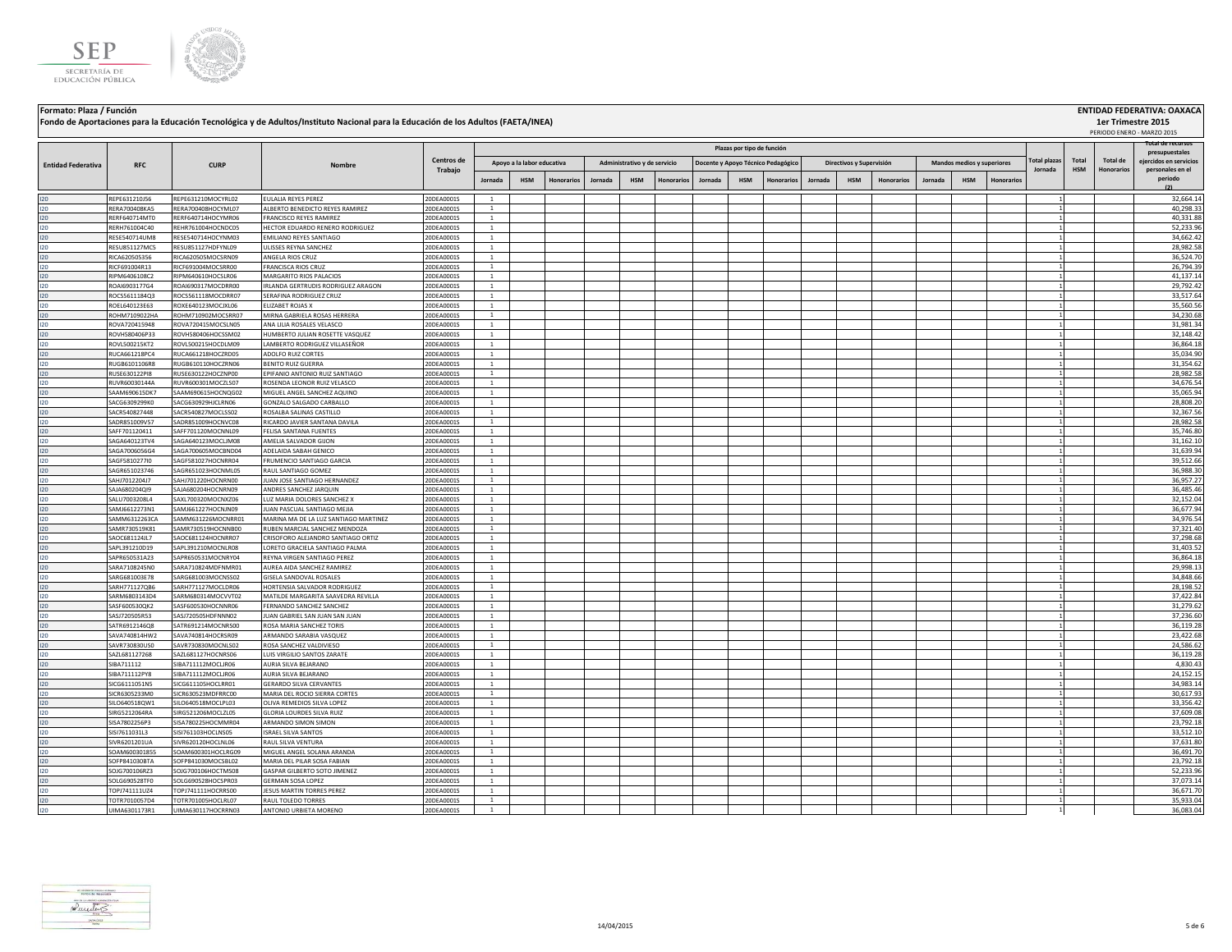**Formato: Plaza / Función**

**Fondo de Aportaciones para la Educación Tecnológica y de Adultos/Instituto Nacional para la Educación de los Adultos (FAETA/INEA)**

**ENTIDAD FEDERATIVA: OAXACA**

**1er Trimestre 2015**

PERIODO ENERO - MARZO 2015

| Entidad Federativa | RFC | CURP | Nombre | Centros de Trabajo | Plazas por tipo de función | | | | | | | | | | | | | | | Total plazas Jornada | Total HSM | Total de Honorarios | Total de recursos presupuestales ejercidos en servicios personales en el periodo (2) |
|---|---|---|---|---|---|---|---|---|---|---|---|---|---|---|---|---|---|---|---|---|---|---|---|
| | | | | | Apoyo a la labor educativa | | | Administrativo y de servicio | | | Docente y Apoyo Técnico Pedagógico | | | Directivos y Supervisión | | | Mandos medios y superiores | | | | | | |
| | | | | | Jornada | HSM | Honorarios | Jornada | HSM | Honorarios | Jornada | HSM | Honorarios | Jornada | HSM | Honorarios | Jornada | HSM | Honorarios | | | | |
| I20 | REPE631210J56 | REPE631210MOCYRL02 | EULALIA REYES PEREZ | 20DEA0001S | 1 | | | | | | | | | | | | | | | 1 | | | 32,664.14 |
| I20 | RERA700408KA5 | RERA700408HOCYML07 | ALBERTO BENEDICTO REYES RAMIREZ | 20DEA0001S | 1 | | | | | | | | | | | | | | | 1 | | | 40,298.33 |
| I20 | RERF640714MT0 | RERF640714HOCYMR06 | FRANCISCO REYES RAMIREZ | 20DEA0001S | 1 | | | | | | | | | | | | | | | 1 | | | 40,331.88 |
| I20 | RERH761004C40 | REHR761004HOCNDC05 | HECTOR EDUARDO RENERO RODRIGUEZ | 20DEA0001S | 1 | | | | | | | | | | | | | | | 1 | | | 52,233.96 |
| I20 | RESE540714UM8 | RESE540714HOCYNM03 | EMILIANO REYES SANTIAGO | 20DEA0001S | 1 | | | | | | | | | | | | | | | 1 | | | 34,662.42 |
| I20 | RESU851127MC5 | RESU851127HDFYNL09 | ULISSES REYNA SANCHEZ | 20DEA0001S | 1 | | | | | | | | | | | | | | | 1 | | | 28,982.58 |
| I20 | RICA620505356 | RICA620505MOCSRN09 | ANGELA RIOS CRUZ | 20DEA0001S | 1 | | | | | | | | | | | | | | | 1 | | | 36,524.70 |
| I20 | RICF691004R13 | RICF691004MOCSRR00 | FRANCISCA RIOS CRUZ | 20DEA0001S | 1 | | | | | | | | | | | | | | | 1 | | | 26,794.39 |
| I20 | RIPM6406108C2 | RIPM640610HOCSLR06 | MARGARITO RIOS PALACIOS | 20DEA0001S | 1 | | | | | | | | | | | | | | | 1 | | | 41,137.14 |
| I20 | ROAI6903177G4 | ROAI690317MOCDRR00 | IRLANDA GERTRUDIS RODRIGUEZ ARAGON | 20DEA0001S | 1 | | | | | | | | | | | | | | | 1 | | | 29,792.42 |
| I20 | ROCS5611184Q3 | ROCS561118MOCDRR07 | SERAFINA RODRIGUEZ CRUZ | 20DEA0001S | 1 | | | | | | | | | | | | | | | 1 | | | 33,517.64 |
| I20 | ROEL640123E63 | ROXE640123MOCJXL06 | ELIZABET ROJAS X | 20DEA0001S | 1 | | | | | | | | | | | | | | | 1 | | | 35,560.56 |
| I20 | ROHM7109022HA | ROHM710902MOCSRR07 | MIRNA GABRIELA ROSAS HERRERA | 20DEA0001S | 1 | | | | | | | | | | | | | | | 1 | | | 34,230.68 |
| I20 | ROVA720415948 | ROVA720415MOCSLN05 | ANA LILIA ROSALES VELASCO | 20DEA0001S | 1 | | | | | | | | | | | | | | | 1 | | | 31,981.34 |
| I20 | ROVH580406P33 | ROVH580406HOCSSM02 | HUMBERTO JULIAN ROSETTE VASQUEZ | 20DEA0001S | 1 | | | | | | | | | | | | | | | 1 | | | 32,148.42 |
| I20 | ROVL500215KT2 | ROVL500215HOCDLM09 | LAMBERTO RODRIGUEZ VILLASEÑOR | 20DEA0001S | 1 | | | | | | | | | | | | | | | 1 | | | 36,864.18 |
| I20 | RUCA661218PC4 | RUCA661218HOCZRD05 | ADOLFO RUIZ CORTES | 20DEA0001S | 1 | | | | | | | | | | | | | | | 1 | | | 35,034.90 |
| I20 | RUGB6101106R8 | RUGB610110HOCZRN06 | BENITO RUIZ GUERRA | 20DEA0001S | 1 | | | | | | | | | | | | | | | 1 | | | 31,354.62 |
| I20 | RUSE630122PI8 | RUSE630122HOCZNP00 | EPIFANIO ANTONIO RUIZ SANTIAGO | 20DEA0001S | 1 | | | | | | | | | | | | | | | 1 | | | 28,982.58 |
| I20 | RUVR60030144A | RUVR600301MOCZLS07 | ROSENDA LEONOR RUIZ VELASCO | 20DEA0001S | 1 | | | | | | | | | | | | | | | 1 | | | 34,676.54 |
| I20 | SAAM690615DK7 | SAAM690615HOCNQG02 | MIGUEL ANGEL SANCHEZ AQUINO | 20DEA0001S | 1 | | | | | | | | | | | | | | | 1 | | | 35,065.94 |
| I20 | SACG6309299K0 | SACG630929HJCLRN06 | GONZALO SALGADO CARBALLO | 20DEA0001S | 1 | | | | | | | | | | | | | | | 1 | | | 28,808.20 |
| I20 | SACR540827448 | SACR540827MOCLSS02 | ROSALBA SALINAS CASTILLO | 20DEA0001S | 1 | | | | | | | | | | | | | | | 1 | | | 32,367.56 |
| I20 | SADR851009V57 | SADR851009HOCNVC08 | RICARDO JAVIER SANTANA DAVILA | 20DEA0001S | 1 | | | | | | | | | | | | | | | 1 | | | 28,982.58 |
| I20 | SAFF701120411 | SAFF701120MOCNNL09 | FELISA SANTANA FUENTES | 20DEA0001S | 1 | | | | | | | | | | | | | | | 1 | | | 35,746.80 |
| I20 | SAGA640123TV4 | SAGA640123MOCLJM08 | AMELIA SALVADOR GIJON | 20DEA0001S | 1 | | | | | | | | | | | | | | | 1 | | | 31,162.10 |
| I20 | SAGA7006056G4 | SAGA700605MOCBND04 | ADELAIDA SABAH GENICO | 20DEA0001S | 1 | | | | | | | | | | | | | | | 1 | | | 31,639.94 |
| I20 | SAGF5810277I0 | SAGF581027HOCNRR04 | FRUMENCIO SANTIAGO GARCIA | 20DEA0001S | 1 | | | | | | | | | | | | | | | 1 | | | 39,512.66 |
| I20 | SAGR651023746 | SAGR651023HOCNML05 | RAUL SANTIAGO GOMEZ | 20DEA0001S | 1 | | | | | | | | | | | | | | | 1 | | | 36,988.30 |
| I20 | SAHJ7012204J7 | SAHJ701220HOCNRN00 | JUAN JOSE SANTIAGO HERNANDEZ | 20DEA0001S | 1 | | | | | | | | | | | | | | | 1 | | | 36,957.27 |
| I20 | SAJA680204QI9 | SAJA680204HOCNRN09 | ANDRES SANCHEZ JARQUIN | 20DEA0001S | 1 | | | | | | | | | | | | | | | 1 | | | 36,485.46 |
| I20 | SALU7003208L4 | SAXL700320MOCNXZ06 | LUZ MARIA DOLORES SANCHEZ X | 20DEA0001S | 1 | | | | | | | | | | | | | | | 1 | | | 32,152.04 |
| I20 | SAMJ6612273N1 | SAMJ661227HOCNJN09 | JUAN PASCUAL SANTIAGO MEJIA | 20DEA0001S | 1 | | | | | | | | | | | | | | | 1 | | | 36,677.94 |
| I20 | SAMM6312263CA | SAMM631226MOCNRR01 | MARINA MA DE LA LUZ SANTIAGO MARTINEZ | 20DEA0001S | 1 | | | | | | | | | | | | | | | 1 | | | 34,976.54 |
| I20 | SAMR730519K81 | SAMR730519HOCNNB00 | RUBEN MARCIAL SANCHEZ MENDOZA | 20DEA0001S | 1 | | | | | | | | | | | | | | | 1 | | | 37,321.40 |
| I20 | SAOC681124JL7 | SAOC681124HOCNRR07 | CRISOFORO ALEJANDRO SANTIAGO ORTIZ | 20DEA0001S | 1 | | | | | | | | | | | | | | | 1 | | | 37,298.68 |
| I20 | SAPL391210D19 | SAPL391210MOCNLR08 | LORETO GRACIELA SANTIAGO PALMA | 20DEA0001S | 1 | | | | | | | | | | | | | | | 1 | | | 31,403.52 |
| I20 | SAPR650531A23 | SAPR650531MOCNRY04 | REYNA VIRGEN SANTIAGO PEREZ | 20DEA0001S | 1 | | | | | | | | | | | | | | | 1 | | | 36,864.18 |
| I20 | SARA7108245N0 | SARA710824MDFNMR01 | AUREA AIDA SANCHEZ RAMIREZ | 20DEA0001S | 1 | | | | | | | | | | | | | | | 1 | | | 29,998.13 |
| I20 | SARG681003E78 | SARG681003MOCNSS02 | GISELA SANDOVAL ROSALES | 20DEA0001S | 1 | | | | | | | | | | | | | | | 1 | | | 34,848.66 |
| I20 | SARH771127QB6 | SARH771127MOCLDR06 | HORTENSIA SALVADOR RODRIGUEZ | 20DEA0001S | 1 | | | | | | | | | | | | | | | 1 | | | 28,198.52 |
| I20 | SARM6803143D4 | SARM680314MOCVVT02 | MATILDE MARGARITA SAAVEDRA REVILLA | 20DEA0001S | 1 | | | | | | | | | | | | | | | 1 | | | 37,422.84 |
| I20 | SASF600530QK2 | SASF600530HOCNNR06 | FERNANDO SANCHEZ SANCHEZ | 20DEA0001S | 1 | | | | | | | | | | | | | | | 1 | | | 31,279.62 |
| I20 | SASJ720505R53 | SASJ720505HDFNNN02 | JUAN GABRIEL SAN JUAN SAN JUAN | 20DEA0001S | 1 | | | | | | | | | | | | | | | 1 | | | 37,236.60 |
| I20 | SATR6912146Q8 | SATR691214MOCNRS00 | ROSA MARIA SANCHEZ TORIS | 20DEA0001S | 1 | | | | | | | | | | | | | | | 1 | | | 36,119.28 |
| I20 | SAVA740814HW2 | SAVA740814HOCRSR09 | ARMANDO SARABIA VASQUEZ | 20DEA0001S | 1 | | | | | | | | | | | | | | | 1 | | | 23,422.68 |
| I20 | SAVR730830US0 | SAVR730830MOCNLS02 | ROSA SANCHEZ VALDIVIESO | 20DEA0001S | 1 | | | | | | | | | | | | | | | 1 | | | 24,586.62 |
| I20 | SAZL681127Z68 | SAZL681127HOCNRS06 | LUIS VIRGILIO SANTOS ZARATE | 20DEA0001S | 1 | | | | | | | | | | | | | | | 1 | | | 36,119.28 |
| I20 | SIBA711112 | SIBA711112MOCLJR06 | AURIA SILVA BEJARANO | 20DEA0001S | 1 | | | | | | | | | | | | | | | 1 | | | 4,830.43 |
| I20 | SIBA711112PY8 | SIBA711112MOCLJR06 | AURIA SILVA BEJARANO | 20DEA0001S | 1 | | | | | | | | | | | | | | | 1 | | | 24,152.15 |
| I20 | SICG6111051N5 | SICG611105HOCLRR01 | GERARDO SILVA CERVANTES | 20DEA0001S | 1 | | | | | | | | | | | | | | | 1 | | | 34,983.14 |
| I20 | SICR6305233M0 | SICR630523MDFRRC00 | MARIA DEL ROCIO SIERRA CORTES | 20DEA0001S | 1 | | | | | | | | | | | | | | | 1 | | | 30,617.93 |
| I20 | SILO640518QW1 | SILO640518MOCLPL03 | OLIVA REMEDIOS SILVA LOPEZ | 20DEA0001S | 1 | | | | | | | | | | | | | | | 1 | | | 33,356.42 |
| I20 | SIRG5212064RA | SIRG521206MOCLZL05 | GLORIA LOURDES SILVA RUIZ | 20DEA0001S | 1 | | | | | | | | | | | | | | | 1 | | | 37,609.08 |
| I20 | SISA7802256P3 | SISA780225HOCMMR04 | ARMANDO SIMON SIMON | 20DEA0001S | 1 | | | | | | | | | | | | | | | 1 | | | 23,792.18 |
| I20 | SISI7611031L3 | SISI761103HOCLNS05 | ISRAEL SILVA SANTOS | 20DEA0001S | 1 | | | | | | | | | | | | | | | 1 | | | 33,512.10 |
| I20 | SIVR6201201UA | SIVR620120HOCLNL06 | RAUL SILVA VENTURA | 20DEA0001S | 1 | | | | | | | | | | | | | | | 1 | | | 37,631.80 |
| I20 | SOAM600301855 | SOAM600301HOCLRG09 | MIGUEL ANGEL SOLANA ARANDA | 20DEA0001S | 1 | | | | | | | | | | | | | | | 1 | | | 36,491.70 |
| I20 | SOFP841030BTA | SOFP841030MOCSBL02 | MARIA DEL PILAR SOSA FABIAN | 20DEA0001S | 1 | | | | | | | | | | | | | | | 1 | | | 23,792.18 |
| I20 | SOJG700106RZ3 | SOJG700106HOCTMS08 | GASPAR GILBERTO SOTO JIMENEZ | 20DEA0001S | 1 | | | | | | | | | | | | | | | 1 | | | 52,233.96 |
| I20 | SOLG690528TF0 | SOLG690528HOCSPR03 | GERMAN SOSA LOPEZ | 20DEA0001S | 1 | | | | | | | | | | | | | | | 1 | | | 37,073.14 |
| I20 | TOPJ741111UZ4 | TOPJ741111HOCRRS00 | JESUS MARTIN TORRES PEREZ | 20DEA0001S | 1 | | | | | | | | | | | | | | | 1 | | | 36,671.70 |
| I20 | TOTR7010057D4 | TOTR701005HOCLRL07 | RAUL TOLEDO TORRES | 20DEA0001S | 1 | | | | | | | | | | | | | | | 1 | | | 35,933.04 |
| I20 | UIMA6301173R1 | UIMA630117HOCRRN03 | ANTONIO URBIETA MORENO | 20DEA0001S | 1 | | | | | | | | | | | | | | | 1 | | | 36,083.04 |

14/04/2015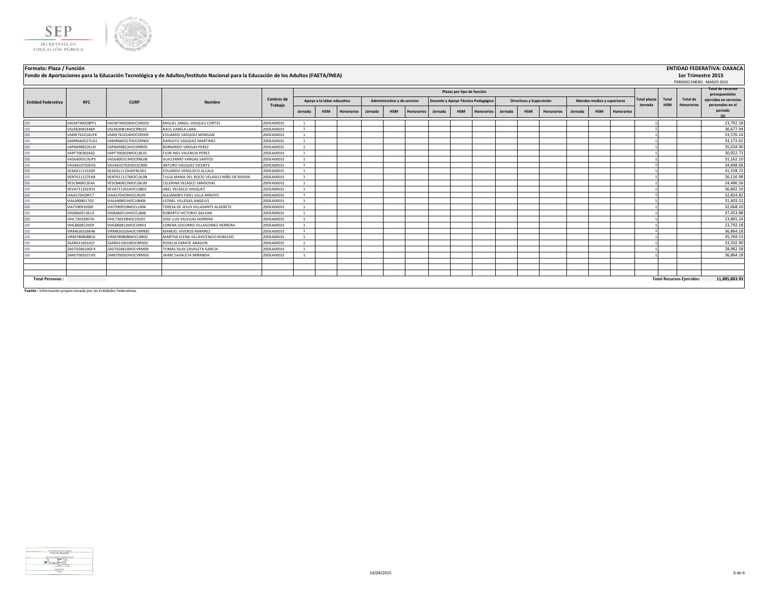**Formato: Plaza / Función**

**Fondo de Aportaciones para la Educación Tecnológica y de Adultos/Instituto Nacional para la Educación de los Adultos (FAETA/INEA)**

**ENTIDAD FEDERATIVA: OAXACA**

**1er Trimestre 2015**

PERIODO ENERO - MARZO 2015

| Entidad Federativa | RFC | CURP | Nombre | Centros de Trabajo | Plazas por tipo de función | | | | | | | | | | | | | | | Total plazas Jornada | Total HSM | Total de Honorarios | Total de recursos presupuestales ejercidos en servicios personales en el periodo (2) |
|---|---|---|---|---|---|---|---|---|---|---|---|---|---|---|---|---|---|---|---|---|---|---|---|
| | | | | | Apoyo a la labor educativa | | | Administrativo y de servicio | | | Docente y Apoyo Técnico Pedagógico | | | Directivos y Supervisión | | | Mandos medios y superiores | | | | | | |
| | | | | | Jornada | HSM | Honorarios | Jornada | HSM | Honorarios | Jornada | HSM | Honorarios | Jornada | HSM | Honorarios | Jornada | HSM | Honorarios | | | | |
| I20 | VACM740928PF1 | VACM740928HOCSRG03 | MIGUEL ANGEL VASQUEZ CORTES | 20DEA0001S | 1 | | | | | | | | | | | | | | | 1 | | | 23,792.18 |
| I20 | VALR63081448A | VALR630814HOCRRL03 | RAUL VARELA LARA | 20DEA0001S | 1 | | | | | | | | | | | | | | | 1 | | | 36,677.94 |
| I20 | VAME761014UF8 | VAME761014HOCSRD09 | EDUARDO VASQUEZ MORGAN | 20DEA0001S | 1 | | | | | | | | | | | | | | | 1 | | | 33,576.14 |
| I20 | VAMR660527UA1 | VAMR660527HOCSRN03 | RANULFO VASQUEZ MARTINEZ | 20DEA0001S | 1 | | | | | | | | | | | | | | | 1 | | | 33,172.62 |
| I20 | VAPB490822EU0 | VAPB490822HOCRRR05 | BERNARDO VARGAS PEREZ | 20DEA0001S | 1 | | | | | | | | | | | | | | | 1 | | | 35,034.90 |
| I20 | VAPF700302642 | VAPF700302MOCLRL01 | FLOR INES VALENCIA PEREZ | 20DEA0001S | 1 | | | | | | | | | | | | | | | 1 | | | 30,922.73 |
| I20 | VASG600313UP5 | VASG600313HOCRNL08 | GUILLERMO VARGAS SANTOS | 20DEA0001S | 1 | | | | | | | | | | | | | | | 1 | | | 31,162.10 |
| I20 | VAVA610702EH1 | VAVA610702HOCSCR00 | ARTURO VASQUEZ VICENTE | 20DEA0001S | 1 | | | | | | | | | | | | | | | 1 | | | 34,848.66 |
| I20 | VEAE611115DZ0 | VEAE611115HDFRLD01 | EDUARDO VERDUZCO ALCALA | 20DEA0001S | 1 | | | | | | | | | | | | | | | 1 | | | 31,558.72 |
| I20 | VENT611127EA8 | VENT611127MOCLXL08 | TULIA MARIA DEL ROCIO VELASCO NIÑO DE RIVERA | 20DEA0001S | 1 | | | | | | | | | | | | | | | 1 | | | 26,116.98 |
| I20 | VESC840812EA4 | VESC840812MOCLNL09 | CELERINA VELASCO SANDOVAL | 20DEA0001S | 1 | | | | | | | | | | | | | | | 1 | | | 24,486.56 |
| I20 | VEVA711201R31 | VEVA711201HOCLSB03 | ABEL VELASCO VASQUEZ | 20DEA0001S | 1 | | | | | | | | | | | | | | | 1 | | | 36,802.10 |
| I20 | VIAA570429PC7 | VIAA570429HOCLRL09 | ALEJANDRO FIDEL VILLA ARROYO | 20DEA0001S | 1 | | | | | | | | | | | | | | | 1 | | | 32,824.82 |
| I20 | VIAL6908017G5 | VIAL690801HOCLNN06 | LEONEL VILLEGAS ANGELES | 20DEA0001S | 1 | | | | | | | | | | | | | | | 1 | | | 31,403.52 |
| I20 | VIAT590910ID0 | VIAT590910MOCLLR06 | TERESA DE JESUS VILLASANTE ALDERETE | 20DEA0001S | 1 | | | | | | | | | | | | | | | 1 | | | 32,668.10 |
| I20 | VIGR660513EU1 | VIGR660513HOCCLB08 | ROBERTO VICTORIO GALVAN | 20DEA0001S | 1 | | | | | | | | | | | | | | | 1 | | | 37,453.88 |
| I20 | VIHL730329D7A | VIHL730329HOCLRS03 | JOSE LUIS VILLEGAS HERRERA | 20DEA0001S | 1 | | | | | | | | | | | | | | | 1 | | | 23,865.24 |
| I20 | VIHL860812NS9 | VIHL860812MOCLRR01 | LORENA SOCORRO VILLAGOMEZ HERRERA | 20DEA0001S | 1 | | | | | | | | | | | | | | | 1 | | | 23,792.18 |
| I20 | VIRM630326K46 | VIRM630326HOCVMN00 | MANUEL VIVEROS RAMIREZ | 20DEA0001S | 1 | | | | | | | | | | | | | | | 1 | | | 36,864.18 |
| I20 | VIRM780808BC6 | VIRM780808MOCLBR02 | MARTHA ELENA VILLAVICENCIO ROBLEDO | 20DEA0001S | 1 | | | | | | | | | | | | | | | 1 | | | 35,769.53 |
| I20 | ZAAR611001IQ7 | ZAAR611001MOCRRS02 | ROSELIA ZARATE ARAGON | 20DEA0001S | 1 | | | | | | | | | | | | | | | 1 | | | 33,502.90 |
| I20 | ZAGT650610GF4 | ZAGT650610HOCVRM00 | TOMAS SILAS ZAVALETA GARCIA | 20DEA0001S | 1 | | | | | | | | | | | | | | | 1 | | | 28,982.58 |
| I20 | ZAMJ7005021V0 | ZAMJ700502HOCVRM03 | JAIME ZAVALETA MIRANDA | 20DEA0001S | 1 | | | | | | | | | | | | | | | 1 | | | 36,864.18 |
| **Total Personas :** | | | | | | | | | | | | | | | | | | | | | **Total Recursos Ejercidos:** | | **11,885,883.93** |

**Fuente :** Información proporcionada por las Entidades Federativas.

14/04/2015